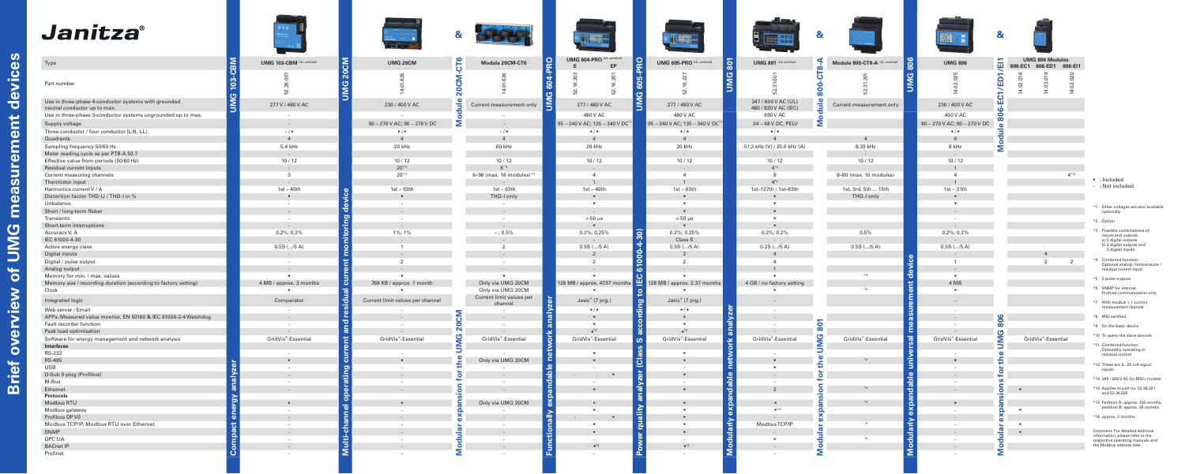# Janitza®

## Brief overview of UMG measurement devices

| | Compact energy analyzer | Multi-channel operating current and residual current monitoring device | Modular expansion for the UMG 20CM | Functionally expandable network analyzer | Power quality analyzer (Class S according to IEC 61000-4-30) | Modularly expandable network analyzer | Modular expansion for the UMG 801 | Modularly expandable universal measurement device | Modular expansions for the UMG 806 | | |
|---|---|---|---|---|---|---|---|---|---|---|---|
| Type | UMG 103-CBM (UL certified) | UMG 20CM | Module 20CM-CT6 | UMG 604-PRO (UL certified) E / EP | UMG 605-PRO (UL certified) | UMG 801 (UL certified) | Module 800-CT8-A (UL certified) | UMG 806 | UMG 806 Modules 806-EC1 | 806-ED1 | 806-EI1 |
| Part number | 52.26.001 | 14.01.625 | 14.01.626 | 52.16.202 / 52.16.201 | 52.16.227 | 52.31.001 | 52.31.201 | 14.02.025 | 14.02.016 | 14.02.019 | 14.02.020 |
| Use in three-phase 4-conductor systems with grounded neutral conductor up to max. | 277 V / 480 V AC | 230 / 400 V AC | Current measurement only | 277 / 480 V AC | 277 / 480 V AC | 347 / 600 V AC (UL) 480 / 830 V AC (IEC) | Current measurement only | 230 / 400 V AC | | | |
| Use in three-phase 3-conductor systems ungrounded up to max. | - | - | - | 480 V AC | 480 V AC | 690 V AC | | 400 V AC | | | |
| Supply voltage | - | 90 – 276 V AC; 90 – 276 V DC | - | 95 – 240 V AC; 135 – 340 V DC*1 | 95 – 240 V AC; 135 – 340 V DC*1 | 24 – 48 V DC, PELV | | 80 – 270 V AC; 80 – 270 V DC | | | |
| Three conductor / four conductor (L-N, L-L) | - / • | • / • | - / • | • / • | • / • | • / • | | • / • | | | |
| Quadrants | 4 | 4 | 4 | 4 | 4 | 4 | 4 | 4 | | | |
| Sampling frequency 50/60 Hz | 5.4 kHz | 20 kHz | 60 kHz | 20 kHz | 20 kHz | 51.2 kHz (V) / 25.6 kHz (A) | 8.33 kHz | 8 kHz | | | |
| Meter reading cycle as per PTB-A 50.7 | - | - | - | - | - | - | | - | | | |
| Effective value from periods (50/60 Hz) | 10 / 12 | 10 / 12 | 10 / 12 | 10 / 12 | 10 / 12 | 10 / 12 | 10 / 12 | 10 / 12 | | | |
| Residual current inputs | - | 20*11 | 6*11 | - | - | 4*4 | | 1 | | | |
| Current measuring channels | 3 | 20*11 | 6–96 (max. 16 modules)*11 | 4 | 4 | 8 | 8–80 (max. 10 modules) | 4 | | | 4*13 |
| Thermistor input | - | - | - | 1 | 1 | 4*4 | | 1 | | | |
| Harmonics current V / A | 1st – 40th | 1st – 63th | 1st – 63th | 1st – 40th | 1st – 63th | 1st–127th / 1st-63th | 1st, 3rd, 5th ... 15th | 1st – 31th | | | |
| Distortion factor THD-U / THD-I in % | • | • | THD-I only | • | • | • | THD-I only | • | | | |
| Unbalance | - | - | - | • | • | • | | • | | | |
| Short / long-term flicker | - | - | - | - | • | • | | - | | | |
| Transients | - | - | - | > 50 µs | > 50 µs | • | | - | | | |
| Short-term interruptions | - | - | - | • | • | • | | - | | | |
| Accuracy V; A | 0.2%; 0.2% | 1%; 1% | - ; 0.5% | 0.2%; 0.25% | 0.2%; 0.25% | 0.2%; 0.2% | 0.5% | 0.2%; 0.2% | | | |
| IEC 61000-4-30 | - | - | - | - | Class S | - | | - | | | |
| Active energy class | 0.5S (.../5 A) | 1 | 2 | 0.5S (.../5 A) | 0.5S (.../5 A) | 0.2S (.../5 A) | 0.5S (.../5 A) | 0.5S (.../5 A) | | | |
| Digital inputs | - | - | - | 2 | 2 | 4 | | - | | 4 | |
| Digital / pulse output | - | 2 | - | 2 | 2 | 4 | | 1 | | 2 | 2 |
| Analog output | - | - | - | - | - | 1 | | - | | | |
| Memory for min. / max. values | • | • | - | • | • | • | *6 | • | | | |
| Memory size / recording duration (according to factory setting) | 4 MB / approx. 3 months | 768 KB / approx. 1 month | Only via UMG 20CM | 128 MB / approx. 4737 months | 128 MB / approx. 2.37 months | 4 GB / no factory setting | | 4 MB | | | |
| Clock | • | - | Only via UMG 20CM | • | • | • | *6 | • | | | |
| Integrated logic | Comparator | Current limit values per channel | Current limit values per channel | Jasic® (7 prg.) | Jasic® (7 prg.) | - | | - | | | |
| Web server / Email | - | - | - | • / • | • / • | - | | - | | | |
| APPs: Measured value monitor, EN 50160 & IEC 61000-2-4 Watchdog | - | - | - | • | • | - | | - | | | |
| Fault recorder function | - | - | - | • | • | - | | - | | | |
| Peak load optimisation | - | - | - | •*2 | •*2 | - | | - | | | |
| Software for energy management and network analysis | GridVis®-Essential | GridVis®-Essential | GridVis®-Essential | GridVis®-Essential | GridVis®-Essential | GridVis®-Essential | GridVis®-Essential | GridVis®-Essential | GridVis®-Essential | | |
| **Interfaces** | | | | | | | | | | | |
| RS-232 | - | - | - | • | • | - | | - | | | |
| RS-485 | • | • | Only via UMG 20CM | • | • | • | *6 | • | | | |
| USB | - | - | - | - | - | • | | - | | | |
| D-Sub 9 plug (Profibus) | - | - | - | - / • | • | - | | - | | | |
| M-Bus | - | - | - | - | - | - | | - | | | |
| Ethernet | - | - | - | • | • | 2 | *6 | - | • | | |
| **Protocols** | | | | | | | | | | | |
| Modbus RTU | • | • | Only via UMG 20CM | • | • | • | *6 | • | | | |
| Modbus gateway | - | - | - | • | • | •*10 | | - | • | | |
| Profibus DP V0 | - | - | - | - / • | • | - | | - | | | |
| Modbus TCP/IP, Modbus RTU over Ethernet | - | - | - | • | • | ModbusTCP/IP | *6 | - | • | | |
| SNMP | - | - | - | • | • | - | | - | • | | |
| OPC UA | - | - | - | - | - | • | *6 | - | | | |
| BACnet IP | - | - | - | •*2 | •*2 | - | | - | | | |
| Profinet | - | - | - | - | - | - | | - | | | |

• : Included
- : Not included

*1 Other voltages are also available optionally
*2 Option
*3 Possible combinations of inputs and outputs: a) 5 digital outputs b) 2 digital outputs and 3 digital inputs
*4 Combined function: Optional analog / temperature / residual current input
*5 2 pulse outputs
*6 SNMP for internal Profinet communication only
*7 With module + 1 current measurement channel
*8 MID certified
*9 On the basic device
*10 To query the slave devices
*11 Combined function: Optionally operating or residual current
*12 There are 4...20 mA signal inputs
*13 289 / 500 V AC for MID+ models
*14 Applies to part no. 52.26.021 and 52.26.025
*15 Partition A: approx. 106 months, partition B: approx. 26 months
*16 approx. 2 months

Comment: For detailed technical information, please refer to the respective operating manuals and the Modbus address lists.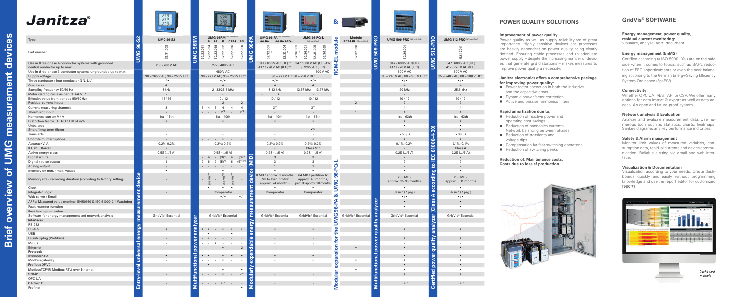# Brief overview of UMG measurement devices

**Janitza®**

| Type | UMG 96-S2 (Entry-level universal energy measurement device) | UMG 96RM (UL certified) – P M E CBM PN (Multifunctional power analyzer) | UMG 96-PA (UL certified) – 96-PA / 96-PA-MID+ (Modularly expandable energy measurement device (MID)) | UMG 96-PQ-L (UL certified) | Module RCM-EL (UL certified) (Modular expansion for the UMG 96-PA & UMG 96-PQ-L) | UMG 509-PRO (UL certified) (Multifunctional power quality analyzer) | UMG 512-PRO (UL certified) (Certified power quality analyzer (Class A according to IEC 61000-4-30)) |
|---|---|---|---|---|---|---|---|
| Part number | 52.34.002 | 52.22.061, 52.22.064, 52.22.089, 52.22.062, 52.22.066, 52.22.090 | 52.32.001 *1, 52.32.004 *1 *8 | 52.36.001, 52.36.021 *1, 52.36.005, 52.36.025 | 52.32.010 | 52.26.001 | 52.17.001 |
| Use in three-phase 4-conductor systems with grounded neutral conductor up to max. | 230 / 400 V AC | 277 / 480 V AC | 347 / 600 V AC (UL)*4 417 / 720 V AC (IEC)*4 | 347 / 600 V AC (UL) 417 / 720 V AC (IEC) | | 347 / 600 V AC (UL) 417 / 720 V AC (IEC) | 347 / 600 V AC (UL) 417 / 720 V AC (IEC) |
| Use in three-phase 3-conductor systems ungrounded up to max. | - | 480 V AC | - | 600 V AC | | 600 V AC | 600 V AC |
| Supply voltage | 90 – 265 V AC; 90 – 250 V DC | 90 – 277 V AC; 90 – 250 V DC*1 | 90 – 277 V AC; 90 – 250 V DC*1 | 90 – 277 V AC; 90 – 250 V DC*1 | | 95 – 240 V AC; 80 – 300 V DC*1 | 95 – 240 V AC; 80 – 300 V DC*1 |
| Three conductor / four conductor (L-N, L-L) | - / • | • / • | • / • | • / • | | • / • | • / • |
| Quadrants | 4 | 4 | 4 | 4 | | 4 | 4 |
| Sampling frequency 50/60 Hz | 8 kHz | 21.33/25.6 kHz | 8.13 kHz | 13.67 kHz 13.97 kHz | | 20 kHz | 25.6 kHz |
| Meter reading cycle as per PTB-A 50.7 | - | - | - • | - | | - | - |
| Effective value from periods (50/60 Hz) | 16 / 16 | 10 / 12 | 10 / 12 | 10 / 12 | | 10 / 12 | 10 / 12 |
| Residual current inputs | - | - - 2 - 2 | - | - | 2 | 2 | 2 |
| Current measuring channels | 3 | 3 4 3 4 4 | 3*1 | 3*1 | 1 | 4 | 4 |
| Thermistor input | - | - - - 2*6 - 2*6 | - | - | 1 | 1 | 1 |
| Harmonics current V / A | 1st – 15th | 1st – 40th | 1st – 40th | 1st – 65th | | 1st – 63th | 1st – 63th |
| Distortion factor THD-U / THD-I in % | • | • | • | • | | • | • |
| Unbalance | - | - | - | - | | • | • |
| Short / long-term flicker | - | - | - | •*10 | | - | • |
| Transients | - | - | - | - | | > 50 µs | > 39 µs |
| Short-term interruptions | - | - - - • - - | - | - | | • | • |
| Accuracy V; A | 0.2%; 0.2% | 0.2%; 0.2% | 0.2%; 0.2% | 0.2%; 0.2% | | 0.1%; 0.2% | 0.1%; 0.1% |
| IEC 61000-4-30 | - | - | - | Class S*10 | | - | Class A |
| Active energy class | 0.5S (.../5 A) | 0.5S (.../5 A) | 0.2S (.../5 A) | 0.2S (.../5 A) | | 0.2S (.../5 A) | 0.2S (.../5 A) |
| Digital inputs | - | - 4 - (3)*3 4 (3)*3 | 3 | 3 | | 2 | 2 |
| Digital / pulse output | 1 | 2 6 2 (5)*3 6 (5)*3 | 3 | 3 | | 2 | 2 |
| Analog output | - | - - - - - - | 1 | 1 | | - | - |
| Memory for min. / max. values | • | • | • | • | | • | • |
| Memory size / recording duration (according to factory setting) | - | - 256 MB*9 - 256 MB*9 256 MB*9 - | 8 MB / approx. 3 months (MID+ load profile: approx. 24 months) | 64 MB / partition A: approx. 45 months, part. B: approx. 20 months | | 256 MB / approx. 95.95 months | 256 MB / approx. 3.11 months |
| Clock | - | - • - • • - | • | • | | • | • |
| Integrated logic | - | Comparator | Comparator | Comparator | | Jasic® (7 prg.) | Jasic® (7 prg.) |
| Web server / Email | - | - - - • / • - • / - | - | - | | • / • | • / • |
| APPs: Measured value monitor, EN 50160 & IEC 61000-2-4 Watchdog | - | - | - | - | | • | • |
| Fault recorder function | - | - | - | - | | • | • |
| Peak load optimisation | - | - | - | - | | - | - |
| Software for energy management and network analysis | GridVis®-Essential | GridVis®-Essential | GridVis®-Essential | GridVis®-Essential | GridVis®-Essential | GridVis®-Essential | GridVis®-Essential |
| **Interfaces** | | | | | | | |
| RS-232 | - | - - - - - - | - | - | | - | - |
| RS-485 | • | • • - • • • | • | • | | • | • |
| USB | - | - • - • - - | - | - | | - | - |
| D-Sub 9 plug (Profibus) | - | - • - - - - | - | - | | • | • |
| M-Bus | - | - - • - - - | - | - | | - | - |
| Ethernet | - | - - - • - 2 | - | - | • | • | • |
| **Protocols** | | | | | | | |
| Modbus RTU | • | • • - • • • | • | • | | • | • |
| Modbus gateway | - | - - - • - - | - | - | • | • | • |
| Profibus DP V0 | - | - • - - - - | - | - | | • | • |
| Modbus TCP/IP, Modbus RTU over Ethernet | - | - - - • - • | - | - | • | • | • |
| SNMP | - | - - - • - -*5 | - | - | | • | • |
| OPC UA | - | - - - - - - | - | - | | - | • |
| BACnet IP | - | - - - •*2 - - | - | - | | - | •*2 |
| Profinet | - | - - - - - • | - | - | | - | - |

&

## POWER QUALITY SOLUTIONS

### Improvement of power quality

Power quality as well as supply reliability are of great importance. Highly sensitive devices and processes are heavily dependent on power quality being clearly defined. Ensuring stable processes and an adequate power supply – despite the increasing number of devices that generate grid distortions – makes measures to improve power quality a necessity.

### Janitza electronics offers a comprehensive package for improving power quality:

- Power factor correction in both the inductive and the capacitive areas
- Dynamic power factor correction
- Active and passive harmonics filters

### Rapid amortization due to:

- Reduction of reactive power and operating cost savings
- Reduction of harmonics currents Network balancing between phases
- Reduction of transients and voltage dips
- Compensation for fast switching operations
- Reduction of switching peaks

### Reduction of: Maintenance costs, Costs due to loss of production

## GridVis® SOFTWARE

### Energy management, power quality, residual current monitoring:

Visualize, analyze, alert, document

### Energy management (EnMS)

Certified according to ISO 50001. You are on the safe side when it comes to topics, such as BAFA, reduction of EEG apportionments or even the peak balancing according to the German Energy-Saving Efficiency System Ordinance (SpaEfV).

### Connectivity

Whether OPC UA, REST API or CSV. We offer many options for data import & export as well as data access. An open and future-proof system.

### Network analysis & Evaluation

Analyze and evaluate measurement data. Use numerous tools such as statistics, charts, heatmaps, Sankey diagrams and key performance indicators.

### Safety & Alarm management

Monitor limit values of measured variables, consumption data, residual currents and device communication. Reliable alerting via email and web interface.

### Visualization & Documentation

Visualization according to your needs. Create dashboards quickly and easily without programming knowledge and use the report editor for customized reports.

Dashboard example